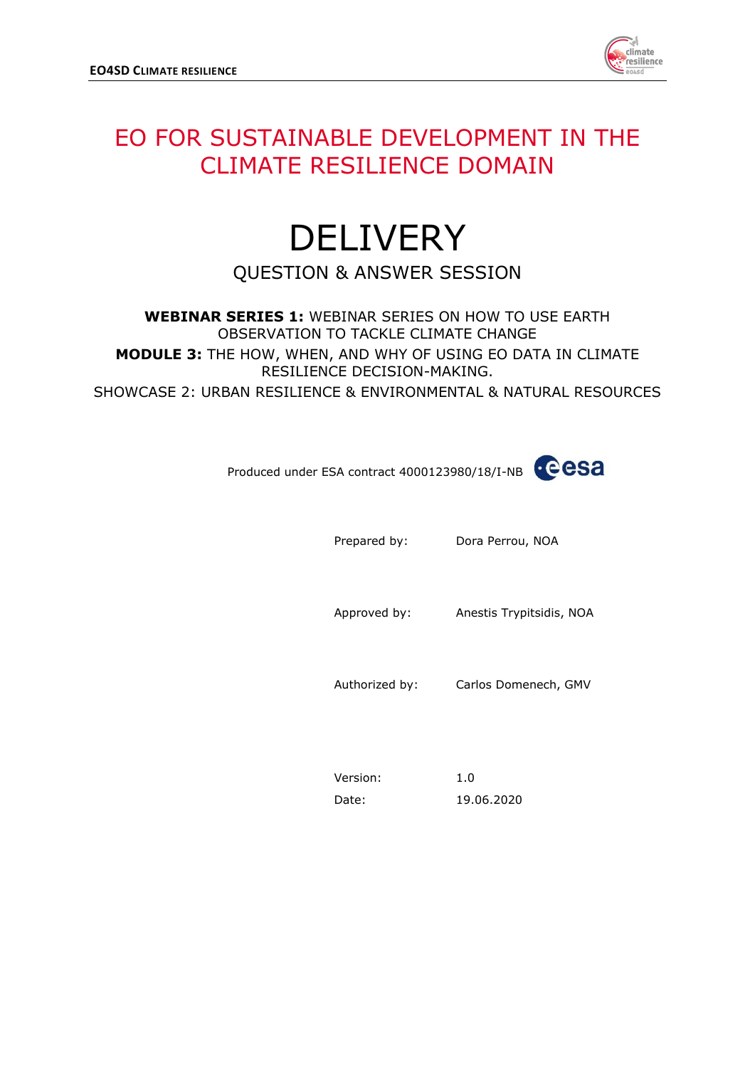# EO FOR SUSTAINABLE DEVELOPMENT IN THE CLIMATE RESILIENCE DOMAIN

# DELIVERY

## QUESTION & ANSWER SESSION

**WEBINAR SERIES 1:** WEBINAR SERIES ON HOW TO USE EARTH OBSERVATION TO TACKLE CLIMATE CHANGE

**MODULE 3:** THE HOW, WHEN, AND WHY OF USING EO DATA IN CLIMATE RESILIENCE DECISION-MAKING.

SHOWCASE 2: URBAN RESILIENCE & ENVIRONMENTAL & NATURAL RESOURCES

Produced under ESA contract 4000123980/18/I-NB

Prepared by: Dora Perrou, NOA

Approved by: Anestis Trypitsidis, NOA

Authorized by: Carlos Domenech, GMV

Version: 1.0

Date: 19.06.2020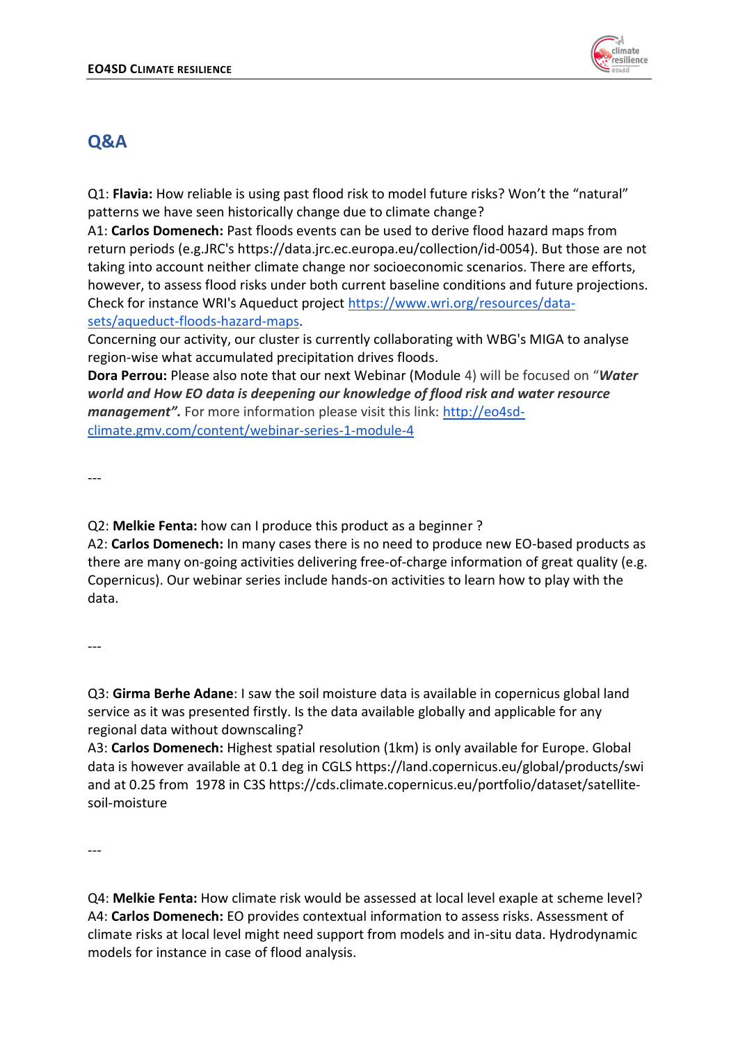## Q&A

Q1: **Flavia:** How reliable is using past flood risk to model future risks? Won't the "natural" patterns we have seen historically change due to climate change?

A1: **Carlos Domenech:** Past floods events can be used to derive flood hazard maps from return periods (e.g.JRC's https://data.jrc.ec.europa.eu/collection/id-0054). But those are not taking into account neither climate change nor socioeconomic scenarios. There are efforts, however, to assess flood risks under both current baseline conditions and future projections. Check for instance WRI's Aqueduct project [https://www.wri.org/resources/data-sets/aqueduct-floods-hazard-maps](https://www.wri.org/resources/data-sets/aqueduct-floods-hazard-maps).

Concerning our activity, our cluster is currently collaborating with WBG's MIGA to analyse region-wise what accumulated precipitation drives floods.

**Dora Perrou:** Please also note that our next Webinar (Module 4) will be focused on "***Water world and How EO data is deepening our knowledge of flood risk and water resource management".*** For more information please visit this link: [http://eo4sd-climate.gmv.com/content/webinar-series-1-module-4](http://eo4sd-climate.gmv.com/content/webinar-series-1-module-4)

---

Q2: **Melkie Fenta:** how can I produce this product as a beginner ?

A2: **Carlos Domenech:** In many cases there is no need to produce new EO-based products as there are many on-going activities delivering free-of-charge information of great quality (e.g. Copernicus). Our webinar series include hands-on activities to learn how to play with the data.

---

Q3: **Girma Berhe Adane**: I saw the soil moisture data is available in copernicus global land service as it was presented firstly. Is the data available globally and applicable for any regional data without downscaling?

A3: **Carlos Domenech:** Highest spatial resolution (1km) is only available for Europe. Global data is however available at 0.1 deg in CGLS https://land.copernicus.eu/global/products/swi and at 0.25 from 1978 in C3S https://cds.climate.copernicus.eu/portfolio/dataset/satellite-soil-moisture

---

Q4: **Melkie Fenta:** How climate risk would be assessed at local level exaple at scheme level?

A4: **Carlos Domenech:** EO provides contextual information to assess risks. Assessment of climate risks at local level might need support from models and in-situ data. Hydrodynamic models for instance in case of flood analysis.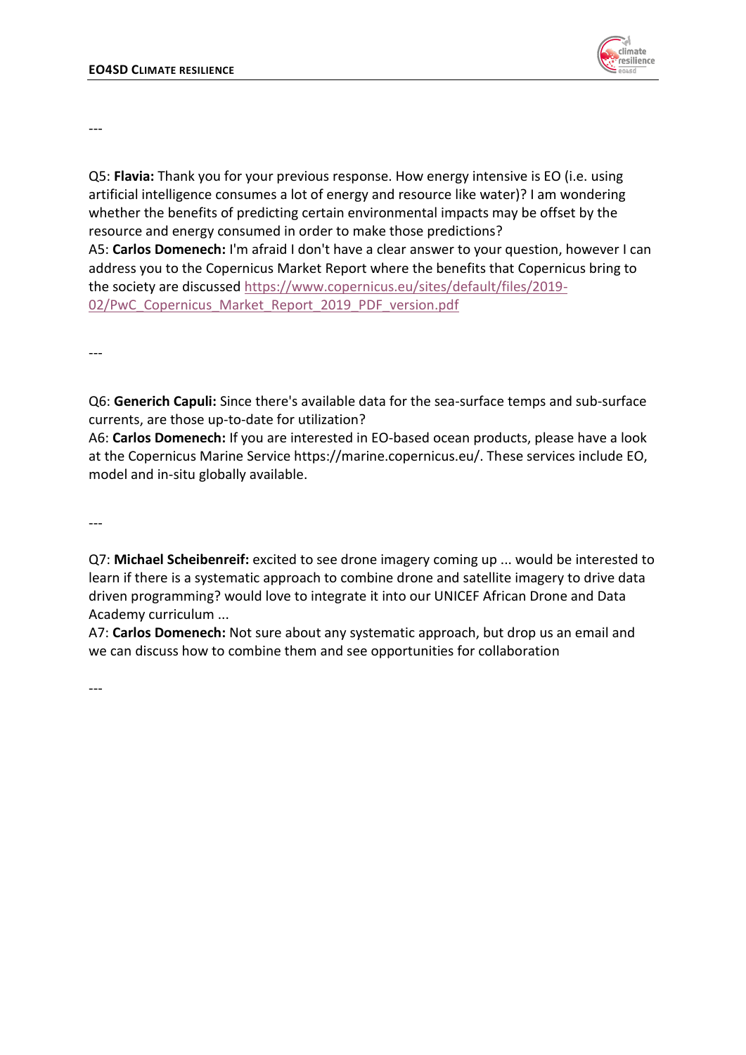---

Q5: **Flavia:** Thank you for your previous response. How energy intensive is EO (i.e. using artificial intelligence consumes a lot of energy and resource like water)? I am wondering whether the benefits of predicting certain environmental impacts may be offset by the resource and energy consumed in order to make those predictions?
A5: **Carlos Domenech:** I'm afraid I don't have a clear answer to your question, however I can address you to the Copernicus Market Report where the benefits that Copernicus bring to the society are discussed https://www.copernicus.eu/sites/default/files/2019-02/PwC_Copernicus_Market_Report_2019_PDF_version.pdf

---

Q6: **Generich Capuli:** Since there's available data for the sea-surface temps and sub-surface currents, are those up-to-date for utilization?
A6: **Carlos Domenech:** If you are interested in EO-based ocean products, please have a look at the Copernicus Marine Service https://marine.copernicus.eu/. These services include EO, model and in-situ globally available.

---

Q7: **Michael Scheibenreif:** excited to see drone imagery coming up ... would be interested to learn if there is a systematic approach to combine drone and satellite imagery to drive data driven programming? would love to integrate it into our UNICEF African Drone and Data Academy curriculum ...
A7: **Carlos Domenech:** Not sure about any systematic approach, but drop us an email and we can discuss how to combine them and see opportunities for collaboration

---